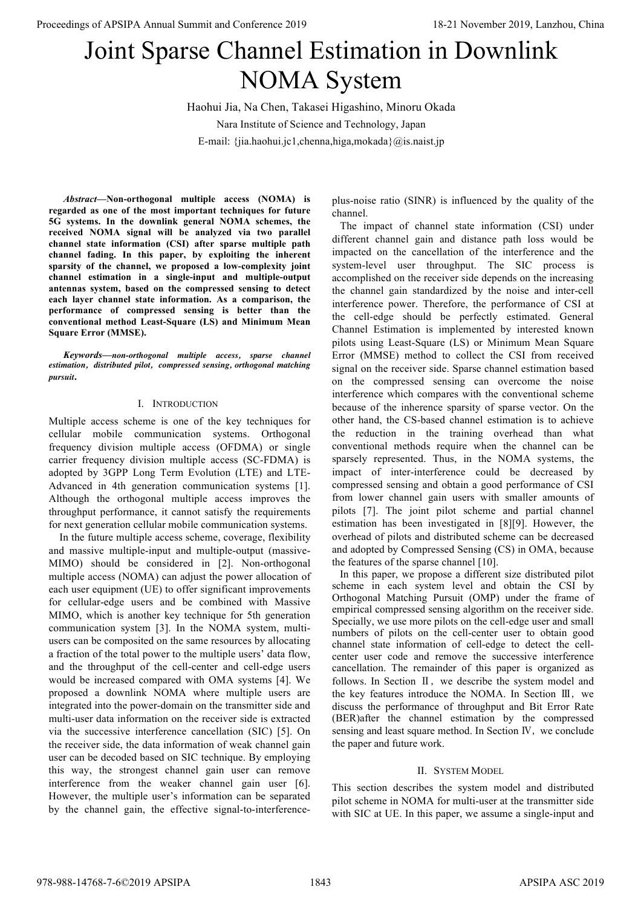# Joint Sparse Channel Estimation in Downlink NOMA System

Haohui Jia, Na Chen, Takasei Higashino, Minoru Okada

Nara Institute of Science and Technology, Japan

E-mail: {jia.haohui.jc1,chenna,higa,mokada}@is.naist.jp

***Abstract*—Non-orthogonal multiple access (NOMA) is regarded as one of the most important techniques for future 5G systems. In the downlink general NOMA schemes, the received NOMA signal will be analyzed via two parallel channel state information (CSI) after sparse multiple path channel fading. In this paper, by exploiting the inherent sparsity of the channel, we proposed a low-complexity joint channel estimation in a single-input and multiple-output antennas system, based on the compressed sensing to detect each layer channel state information. As a comparison, the performance of compressed sensing is better than the conventional method Least-Square (LS) and Minimum Mean Square Error (MMSE).**

***Keywords*—*non-orthogonal multiple access, sparse channel estimation, distributed pilot, compressed sensing, orthogonal matching pursuit*.**

## I. Introduction

Multiple access scheme is one of the key techniques for cellular mobile communication systems. Orthogonal frequency division multiple access (OFDMA) or single carrier frequency division multiple access (SC-FDMA) is adopted by 3GPP Long Term Evolution (LTE) and LTE-Advanced in 4th generation communication systems [1]. Although the orthogonal multiple access improves the throughput performance, it cannot satisfy the requirements for next generation cellular mobile communication systems.

In the future multiple access scheme, coverage, flexibility and massive multiple-input and multiple-output (massive-MIMO) should be considered in [2]. Non-orthogonal multiple access (NOMA) can adjust the power allocation of each user equipment (UE) to offer significant improvements for cellular-edge users and be combined with Massive MIMO, which is another key technique for 5th generation communication system [3]. In the NOMA system, multi-users can be composited on the same resources by allocating a fraction of the total power to the multiple users' data flow, and the throughput of the cell-center and cell-edge users would be increased compared with OMA systems [4]. We proposed a downlink NOMA where multiple users are integrated into the power-domain on the transmitter side and multi-user data information on the receiver side is extracted via the successive interference cancellation (SIC) [5]. On the receiver side, the data information of weak channel gain user can be decoded based on SIC technique. By employing this way, the strongest channel gain user can remove interference from the weaker channel gain user [6]. However, the multiple user's information can be separated by the channel gain, the effective signal-to-interference-plus-noise ratio (SINR) is influenced by the quality of the channel.

The impact of channel state information (CSI) under different channel gain and distance path loss would be impacted on the cancellation of the interference and the system-level user throughput. The SIC process is accomplished on the receiver side depends on the increasing the channel gain standardized by the noise and inter-cell interference power. Therefore, the performance of CSI at the cell-edge should be perfectly estimated. General Channel Estimation is implemented by interested known pilots using Least-Square (LS) or Minimum Mean Square Error (MMSE) method to collect the CSI from received signal on the receiver side. Sparse channel estimation based on the compressed sensing can overcome the noise interference which compares with the conventional scheme because of the inherence sparsity of sparse vector. On the other hand, the CS-based channel estimation is to achieve the reduction in the training overhead than what conventional methods require when the channel can be sparsely represented. Thus, in the NOMA systems, the impact of inter-interference could be decreased by compressed sensing and obtain a good performance of CSI from lower channel gain users with smaller amounts of pilots [7]. The joint pilot scheme and partial channel estimation has been investigated in [8][9]. However, the overhead of pilots and distributed scheme can be decreased and adopted by Compressed Sensing (CS) in OMA, because the features of the sparse channel [10].

In this paper, we propose a different size distributed pilot scheme in each system level and obtain the CSI by Orthogonal Matching Pursuit (OMP) under the frame of empirical compressed sensing algorithm on the receiver side. Specially, we use more pilots on the cell-edge user and small numbers of pilots on the cell-center user to obtain good channel state information of cell-edge to detect the cell-center user code and remove the successive interference cancellation. The remainder of this paper is organized as follows. In Section Ⅱ, we describe the system model and the key features introduce the NOMA. In Section Ⅲ, we discuss the performance of throughput and Bit Error Rate (BER)after the channel estimation by the compressed sensing and least square method. In Section Ⅳ, we conclude the paper and future work.

## II. System Model

This section describes the system model and distributed pilot scheme in NOMA for multi-user at the transmitter side with SIC at UE. In this paper, we assume a single-input and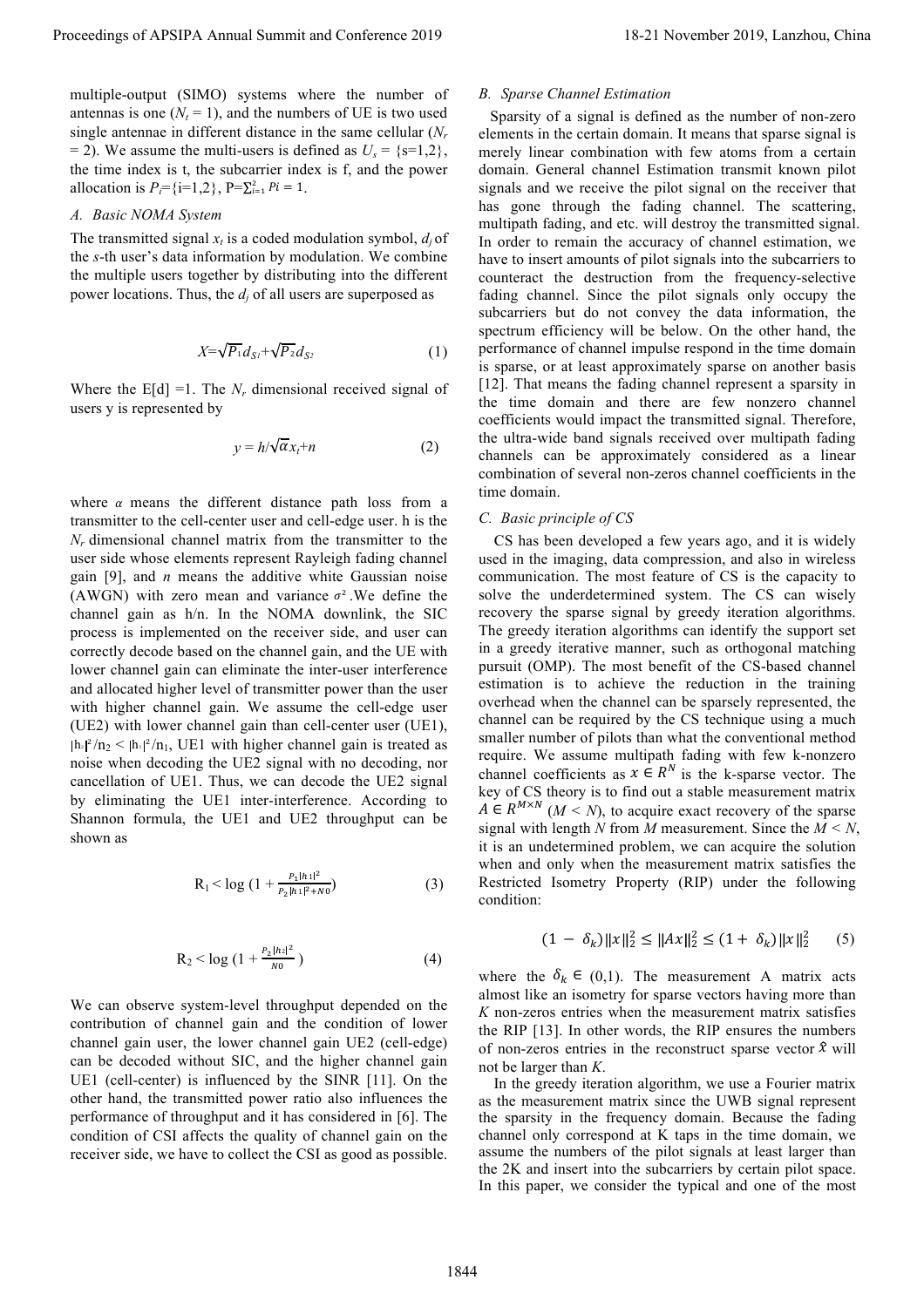multiple-output (SIMO) systems where the number of antennas is one ($N_t = 1$), and the numbers of UE is two used single antennae in different distance in the same cellular ($N_r = 2$). We assume the multi-users is defined as $U_s$ = {s=1,2}, the time index is t, the subcarrier index is f, and the power allocation is $P_i$={i=1,2}, $P=\sum_{i=1}^{2} Pi = 1$.

### A. Basic NOMA System

The transmitted signal $x_t$ is a coded modulation symbol, $d_j$ of the *s*-th user's data information by modulation. We combine the multiple users together by distributing into the different power locations. Thus, the $d_j$ of all users are superposed as

$$X=\sqrt{P_1}d_{S1}+\sqrt{P_2}d_{S2} \tag{1}$$

Where the E[d] =1. The $N_r$ dimensional received signal of users y is represented by

$$y = h/\sqrt{\alpha}x_t+n \tag{2}$$

where $\alpha$ means the different distance path loss from a transmitter to the cell-center user and cell-edge user. h is the $N_r$ dimensional channel matrix from the transmitter to the user side whose elements represent Rayleigh fading channel gain [9], and $n$ means the additive white Gaussian noise (AWGN) with zero mean and variance $\sigma^2$. We define the channel gain as h/n. In the NOMA downlink, the SIC process is implemented on the receiver side, and user can correctly decode based on the channel gain, and the UE with lower channel gain can eliminate the inter-user interference and allocated higher level of transmitter power than the user with higher channel gain. We assume the cell-edge user (UE2) with lower channel gain than cell-center user (UE1), $|h_2|^2/n_2 < |h_1|^2/n_1$, UE1 with higher channel gain is treated as noise when decoding the UE2 signal with no decoding, nor cancellation of UE1. Thus, we can decode the UE2 signal by eliminating the UE1 inter-interference. According to Shannon formula, the UE1 and UE2 throughput can be shown as

$$R_1 < \log\left(1 + \frac{P_1|h_1|^2}{P_2|h_1|^2+N0}\right) \tag{3}$$

$$R_2 < \log\left(1 + \frac{P_2|h_2|^2}{N0}\right) \tag{4}$$

We can observe system-level throughput depended on the contribution of channel gain and the condition of lower channel gain user, the lower channel gain UE2 (cell-edge) can be decoded without SIC, and the higher channel gain UE1 (cell-center) is influenced by the SINR [11]. On the other hand, the transmitted power ratio also influences the performance of throughput and it has considered in [6]. The condition of CSI affects the quality of channel gain on the receiver side, we have to collect the CSI as good as possible.

### B. Sparse Channel Estimation

Sparsity of a signal is defined as the number of non-zero elements in the certain domain. It means that sparse signal is merely linear combination with few atoms from a certain domain. General channel Estimation transmit known pilot signals and we receive the pilot signal on the receiver that has gone through the fading channel. The scattering, multipath fading, and etc. will destroy the transmitted signal. In order to remain the accuracy of channel estimation, we have to insert amounts of pilot signals into the subcarriers to counteract the destruction from the frequency-selective fading channel. Since the pilot signals only occupy the subcarriers but do not convey the data information, the spectrum efficiency will be below. On the other hand, the performance of channel impulse respond in the time domain is sparse, or at least approximately sparse on another basis [12]. That means the fading channel represent a sparsity in the time domain and there are few nonzero channel coefficients would impact the transmitted signal. Therefore, the ultra-wide band signals received over multipath fading channels can be approximately considered as a linear combination of several non-zeros channel coefficients in the time domain.

### C. Basic principle of CS

CS has been developed a few years ago, and it is widely used in the imaging, data compression, and also in wireless communication. The most feature of CS is the capacity to solve the underdetermined system. The CS can wisely recovery the sparse signal by greedy iteration algorithms. The greedy iteration algorithms can identify the support set in a greedy iterative manner, such as orthogonal matching pursuit (OMP). The most benefit of the CS-based channel estimation is to achieve the reduction in the training overhead when the channel can be sparsely represented, the channel can be required by the CS technique using a much smaller number of pilots than what the conventional method require. We assume multipath fading with few k-nonzero channel coefficients as $x \in R^N$ is the k-sparse vector. The key of CS theory is to find out a stable measurement matrix $A \in R^{M \times N}$ ($M < N$), to acquire exact recovery of the sparse signal with length $N$ from $M$ measurement. Since the $M < N$, it is an undetermined problem, we can acquire the solution when and only when the measurement matrix satisfies the Restricted Isometry Property (RIP) under the following condition:

$$(1 - \delta_k)\|x\|_2^2 \leq \|Ax\|_2^2 \leq (1 + \delta_k)\|x\|_2^2 \tag{5}$$

where the $\delta_k \in (0,1)$. The measurement A matrix acts almost like an isometry for sparse vectors having more than $K$ non-zeros entries when the measurement matrix satisfies the RIP [13]. In other words, the RIP ensures the numbers of non-zeros entries in the reconstruct sparse vector $\hat{x}$ will not be larger than $K$.

In the greedy iteration algorithm, we use a Fourier matrix as the measurement matrix since the UWB signal represent the sparsity in the frequency domain. Because the fading channel only correspond at K taps in the time domain, we assume the numbers of the pilot signals at least larger than the 2K and insert into the subcarriers by certain pilot space. In this paper, we consider the typical and one of the most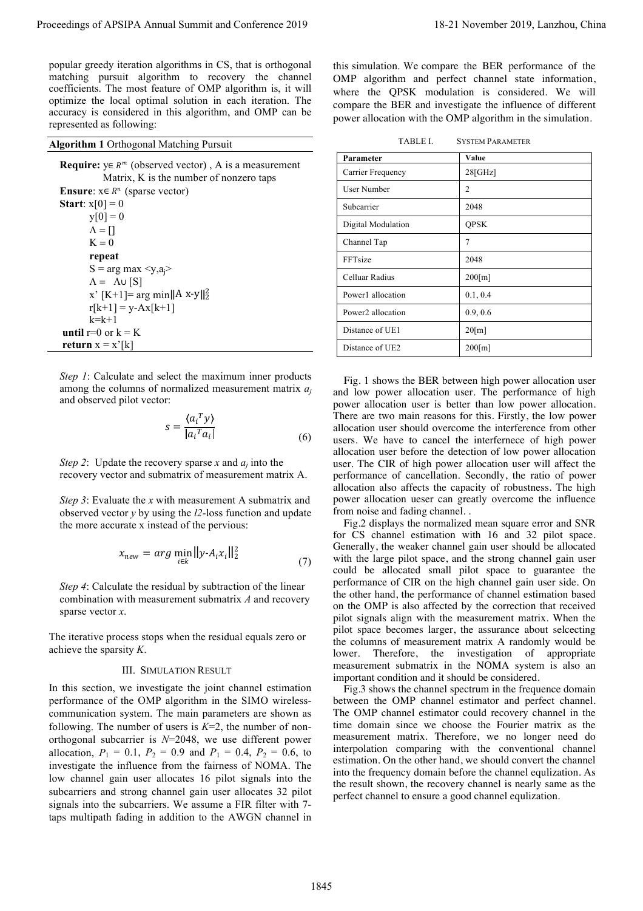popular greedy iteration algorithms in CS, that is orthogonal matching pursuit algorithm to recovery the channel coefficients. The most feature of OMP algorithm is, it will optimize the local optimal solution in each iteration. The accuracy is considered in this algorithm, and OMP can be represented as following:

**Algorithm 1** Orthogonal Matching Pursuit

```
Require: y∈ R^m (observed vector) , A is a measurement
         Matrix, K is the number of nonzero taps
Ensure: x∈ R^n (sparse vector)
Start: x[0] = 0
       y[0] = 0
       Λ = []
       K = 0
       repeat
       S = arg max <y,a_j>
       Λ =  Λ∪ [S]
       x' [K+1]= arg min||A x-y||_2^2
       r[k+1] = y-Ax[k+1]
       k=k+1
until r=0 or k = K
return x = x'[k]
```

*Step 1*: Calculate and select the maximum inner products among the columns of normalized measurement matrix $a_j$ and observed pilot vector:

$$s = \frac{\langle a_i^T y\rangle}{|a_i^T a_i|} \tag{6}$$

*Step 2*: Update the recovery sparse $x$ and $a_j$ into the recovery vector and submatrix of measurement matrix A.

*Step 3*: Evaluate the $x$ with measurement A submatrix and observed vector $y$ by using the *l2*-loss function and update the more accurate x instead of the pervious:

$$x_{new} = arg \min_{i \in k} \|y\text{-}A_i x_i\|_2^2 \tag{7}$$

*Step 4*: Calculate the residual by subtraction of the linear combination with measurement submatrix *A* and recovery sparse vector *x*.

The iterative process stops when the residual equals zero or achieve the sparsity *K*.

## III. Simulation Result

In this section, we investigate the joint channel estimation performance of the OMP algorithm in the SIMO wireless-communication system. The main parameters are shown as following. The number of users is $K$=2, the number of non-orthogonal subcarrier is $N$=2048, we use different power allocation, $P_1$ = 0.1, $P_2$ = 0.9 and $P_1$ = 0.4, $P_2$ = 0.6, to investigate the influence from the fairness of NOMA. The low channel gain user allocates 16 pilot signals into the subcarriers and strong channel gain user allocates 32 pilot signals into the subcarriers. We assume a FIR filter with 7-taps multipath fading in addition to the AWGN channel in this simulation. We compare the BER performance of the OMP algorithm and perfect channel state information, where the QPSK modulation is considered. We will compare the BER and investigate the influence of different power allocation with the OMP algorithm in the simulation.

TABLE I. System Parameter

| Parameter | Value |
|---|---|
| Carrier Frequency | 28[GHz] |
| User Number | 2 |
| Subcarrier | 2048 |
| Digital Modulation | QPSK |
| Channel Tap | 7 |
| FFTsize | 2048 |
| Celluar Radius | 200[m] |
| Power1 allocation | 0.1, 0.4 |
| Power2 allocation | 0.9, 0.6 |
| Distance of UE1 | 20[m] |
| Distance of UE2 | 200[m] |

Fig. 1 shows the BER between high power allocation user and low power allocation user. The performance of high power allocation user is better than low power allocation. There are two main reasons for this. Firstly, the low power allocation user should overcome the interference from other users. We have to cancel the interfernece of high power allocation user before the detection of low power allocation user. The CIR of high power allocation user will affect the performance of cancellation. Secondly, the ratio of power allocation also affects the capacity of robustness. The high power allocation ueser can greatly overcome the influence from noise and fading channel. .

Fig.2 displays the normalized mean square error and SNR for CS channel estimation with 16 and 32 pilot space. Generally, the weaker channel gain user should be allocated with the large pilot space, and the strong channel gain user could be allocated small pilot space to guarantee the performance of CIR on the high channel gain user side. On the other hand, the performance of channel estimation based on the OMP is also affected by the correction that received pilot signals align with the measurement matrix. When the pilot space becomes larger, the assurance about selcecting the columns of measurement matrix A randomly would be lower. Therefore, the investigation of appropriate measurement submatrix in the NOMA system is also an important condition and it should be considered.

Fig.3 shows the channel spectrum in the frequence domain between the OMP channel estimator and perfect channel. The OMP channel estimator could recovery channel in the time domain since we choose the Fourier matrix as the measurement matrix. Therefore, we no longer need do interpolation comparing with the conventional channel estimation. On the other hand, we should convert the channel into the frequency domain before the channel equlization. As the result shown, the recovery channel is nearly same as the perfect channel to ensure a good channel equlization.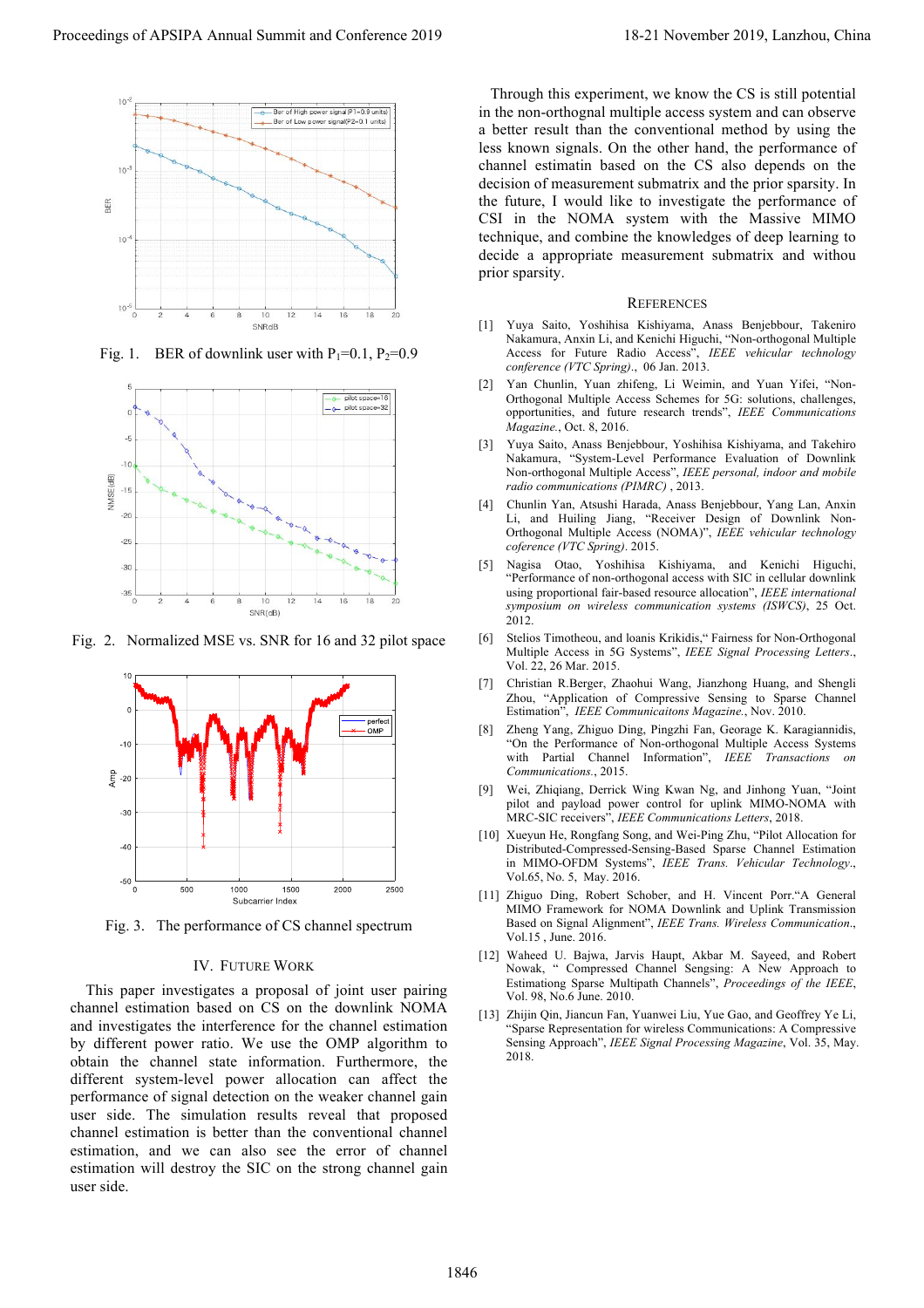10^-2
Ber of High power signal (P1=0.9 units)
Ber of Low power signal(P2=0.1 units)
10^-3
BER
10^-4
10^-5
0 2 4 6 8 10 12 14 16 18 20
SNRdB

Fig. 1. BER of downlink user with $P_1$=0.1, $P_2$=0.9

5
0
-5
-10
-15
-20
-25
-30
-35
NMSE(dB)
pilot space=16
pilot space=32
0 2 4 6 8 10 12 14 16 18 20
SNR(dB)

Fig. 2. Normalized MSE vs. SNR for 16 and 32 pilot space

10
0
-10
-20
-30
-40
-50
Amp
perfect
OMP
0 500 1000 1500 2000 2500
Subcarrier Index

Fig. 3. The performance of CS channel spectrum

## IV. Future Work

This paper investigates a proposal of joint user pairing channel estimation based on CS on the downlink NOMA and investigates the interference for the channel estimation by different power ratio. We use the OMP algorithm to obtain the channel state information. Furthermore, the different system-level power allocation can affect the performance of signal detection on the weaker channel gain user side. The simulation results reveal that proposed channel estimation is better than the conventional channel estimation, and we can also see the error of channel estimation will destroy the SIC on the strong channel gain user side.

Through this experiment, we know the CS is still potential in the non-orthognal multiple access system and can observe a better result than the conventional method by using the less known signals. On the other hand, the performance of channel estimatin based on the CS also depends on the decision of measurement submatrix and the prior sparsity. In the future, I would like to investigate the performance of CSI in the NOMA system with the Massive MIMO technique, and combine the knowledges of deep learning to decide a appropriate measurement submatrix and withou prior sparsity.

## References

[1] Yuya Saito, Yoshihisa Kishiyama, Anass Benjebbour, Takeniro Nakamura, Anxin Li, and Kenichi Higuchi, "Non-orthogonal Multiple Access for Future Radio Access", *IEEE vehicular technology conference (VTC Spring)*., 06 Jan. 2013.

[2] Yan Chunlin, Yuan zhifeng, Li Weimin, and Yuan Yifei, "Non-Orthogonal Multiple Access Schemes for 5G: solutions, challenges, opportunities, and future research trends", *IEEE Communications Magazine.*, Oct. 8, 2016.

[3] Yuya Saito, Anass Benjebbour, Yoshihisa Kishiyama, and Takehiro Nakamura, "System-Level Performance Evaluation of Downlink Non-orthogonal Multiple Access", *IEEE personal, indoor and mobile radio communications (PIMRC)* , 2013.

[4] Chunlin Yan, Atsushi Harada, Anass Benjebbour, Yang Lan, Anxin Li, and Huiling Jiang, "Receiver Design of Downlink Non-Orthogonal Multiple Access (NOMA)", *IEEE vehicular technology coference (VTC Spring)*. 2015.

[5] Nagisa Otao, Yoshihisa Kishiyama, and Kenichi Higuchi, "Performance of non-orthogonal access with SIC in cellular downlink using proportional fair-based resource allocation", *IEEE international symposium on wireless communication systems (ISWCS)*, 25 Oct. 2012.

[6] Stelios Timotheou, and Ioanis Krikidis," Fairness for Non-Orthogonal Multiple Access in 5G Systems", *IEEE Signal Processing Letters.*, Vol. 22, 26 Mar. 2015.

[7] Christian R.Berger, Zhaohui Wang, Jianzhong Huang, and Shengli Zhou, "Application of Compressive Sensing to Sparse Channel Estimation", *IEEE Communicaitons Magazine.*, Nov. 2010.

[8] Zheng Yang, Zhiguo Ding, Pingzhi Fan, Georage K. Karagiannidis, "On the Performance of Non-orthogonal Multiple Access Systems with Partial Channel Information", *IEEE Transactions on Communications.*, 2015.

[9] Wei, Zhiqiang, Derrick Wing Kwan Ng, and Jinhong Yuan, "Joint pilot and payload power control for uplink MIMO-NOMA with MRC-SIC receivers", *IEEE Communications Letters*, 2018.

[10] Xueyun He, Rongfang Song, and Wei-Ping Zhu, "Pilot Allocation for Distributed-Compressed-Sensing-Based Sparse Channel Estimation in MIMO-OFDM Systems", *IEEE Trans. Vehicular Technology.*, Vol.65, No. 5, May. 2016.

[11] Zhiguo Ding, Robert Schober, and H. Vincent Porr."A General MIMO Framework for NOMA Downlink and Uplink Transmission Based on Signal Alignment", *IEEE Trans. Wireless Communication.*, Vol.15 , June. 2016.

[12] Waheed U. Bajwa, Jarvis Haupt, Akbar M. Sayeed, and Robert Nowak, " Compressed Channel Sengsing: A New Approach to Estimatiing Sparse Multipath Channels", *Proceedings of the IEEE*, Vol. 98, No.6 June. 2010.

[13] Zhijin Qin, Jiancun Fan, Yuanwei Liu, Yue Gao, and Geoffrey Ye Li, "Sparse Representation for wireless Communications: A Compressive Sensing Approach", *IEEE Signal Processing Magazine*, Vol. 35, May. 2018.